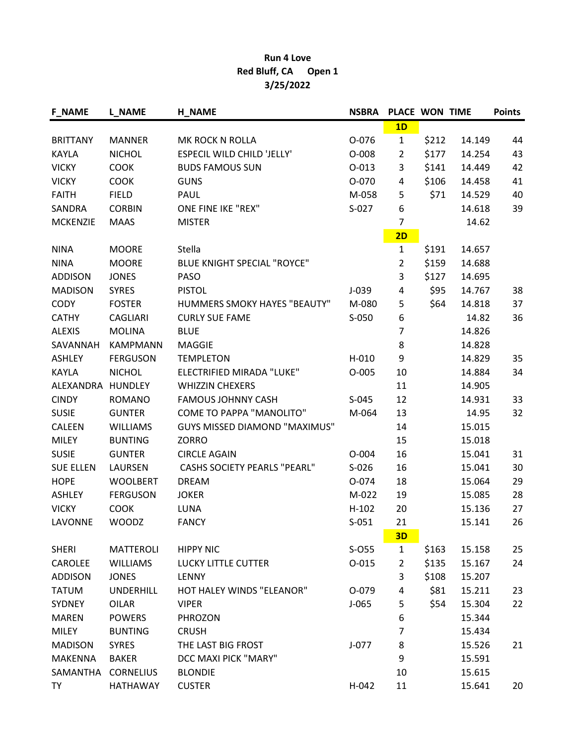**Run 4 Love**
**Red Bluff, CA Open 1**
**3/25/2022**

| F_NAME | L_NAME | H_NAME | NSBRA | PLACE | WON | TIME | Points |
|---|---|---|---|---|---|---|---|
| | | | | **1D** | | | |
| BRITTANY | MANNER | MK ROCK N ROLLA | O-076 | 1 | $212 | 14.149 | 44 |
| KAYLA | NICHOL | ESPECIL WILD CHILD 'JELLY' | O-008 | 2 | $177 | 14.254 | 43 |
| VICKY | COOK | BUDS FAMOUS SUN | O-013 | 3 | $141 | 14.449 | 42 |
| VICKY | COOK | GUNS | O-070 | 4 | $106 | 14.458 | 41 |
| FAITH | FIELD | PAUL | M-058 | 5 | $71 | 14.529 | 40 |
| SANDRA | CORBIN | ONE FINE IKE "REX" | S-027 | 6 | | 14.618 | 39 |
| MCKENZIE | MAAS | MISTER | | 7 | | 14.62 | |
| | | | | **2D** | | | |
| NINA | MOORE | Stella | | 1 | $191 | 14.657 | |
| NINA | MOORE | BLUE KNIGHT SPECIAL "ROYCE" | | 2 | $159 | 14.688 | |
| ADDISON | JONES | PASO | | 3 | $127 | 14.695 | |
| MADISON | SYRES | PISTOL | J-039 | 4 | $95 | 14.767 | 38 |
| CODY | FOSTER | HUMMERS SMOKY HAYES "BEAUTY" | M-080 | 5 | $64 | 14.818 | 37 |
| CATHY | CAGLIARI | CURLY SUE FAME | S-050 | 6 | | 14.82 | 36 |
| ALEXIS | MOLINA | BLUE | | 7 | | 14.826 | |
| SAVANNAH | KAMPMANN | MAGGIE | | 8 | | 14.828 | |
| ASHLEY | FERGUSON | TEMPLETON | H-010 | 9 | | 14.829 | 35 |
| KAYLA | NICHOL | ELECTRIFIED MIRADA "LUKE" | O-005 | 10 | | 14.884 | 34 |
| ALEXANDRA | HUNDLEY | WHIZZIN CHEXERS | | 11 | | 14.905 | |
| CINDY | ROMANO | FAMOUS JOHNNY CASH | S-045 | 12 | | 14.931 | 33 |
| SUSIE | GUNTER | COME TO PAPPA "MANOLITO" | M-064 | 13 | | 14.95 | 32 |
| CALEEN | WILLIAMS | GUYS MISSED DIAMOND "MAXIMUS" | | 14 | | 15.015 | |
| MILEY | BUNTING | ZORRO | | 15 | | 15.018 | |
| SUSIE | GUNTER | CIRCLE AGAIN | O-004 | 16 | | 15.041 | 31 |
| SUE ELLEN | LAURSEN | CASHS SOCIETY PEARLS "PEARL" | S-026 | 16 | | 15.041 | 30 |
| HOPE | WOOLBERT | DREAM | O-074 | 18 | | 15.064 | 29 |
| ASHLEY | FERGUSON | JOKER | M-022 | 19 | | 15.085 | 28 |
| VICKY | COOK | LUNA | H-102 | 20 | | 15.136 | 27 |
| LAVONNE | WOODZ | FANCY | S-051 | 21 | | 15.141 | 26 |
| | | | | **3D** | | | |
| SHERI | MATTEROLI | HIPPY NIC | S-O55 | 1 | $163 | 15.158 | 25 |
| CAROLEE | WILLIAMS | LUCKY LITTLE CUTTER | O-015 | 2 | $135 | 15.167 | 24 |
| ADDISON | JONES | LENNY | | 3 | $108 | 15.207 | |
| TATUM | UNDERHILL | HOT HALEY WINDS "ELEANOR" | O-079 | 4 | $81 | 15.211 | 23 |
| SYDNEY | OILAR | VIPER | J-065 | 5 | $54 | 15.304 | 22 |
| MAREN | POWERS | PHROZON | | 6 | | 15.344 | |
| MILEY | BUNTING | CRUSH | | 7 | | 15.434 | |
| MADISON | SYRES | THE LAST BIG FROST | J-077 | 8 | | 15.526 | 21 |
| MAKENNA | BAKER | DCC MAXI PICK "MARY" | | 9 | | 15.591 | |
| SAMANTHA | CORNELIUS | BLONDIE | | 10 | | 15.615 | |
| TY | HATHAWAY | CUSTER | H-042 | 11 | | 15.641 | 20 |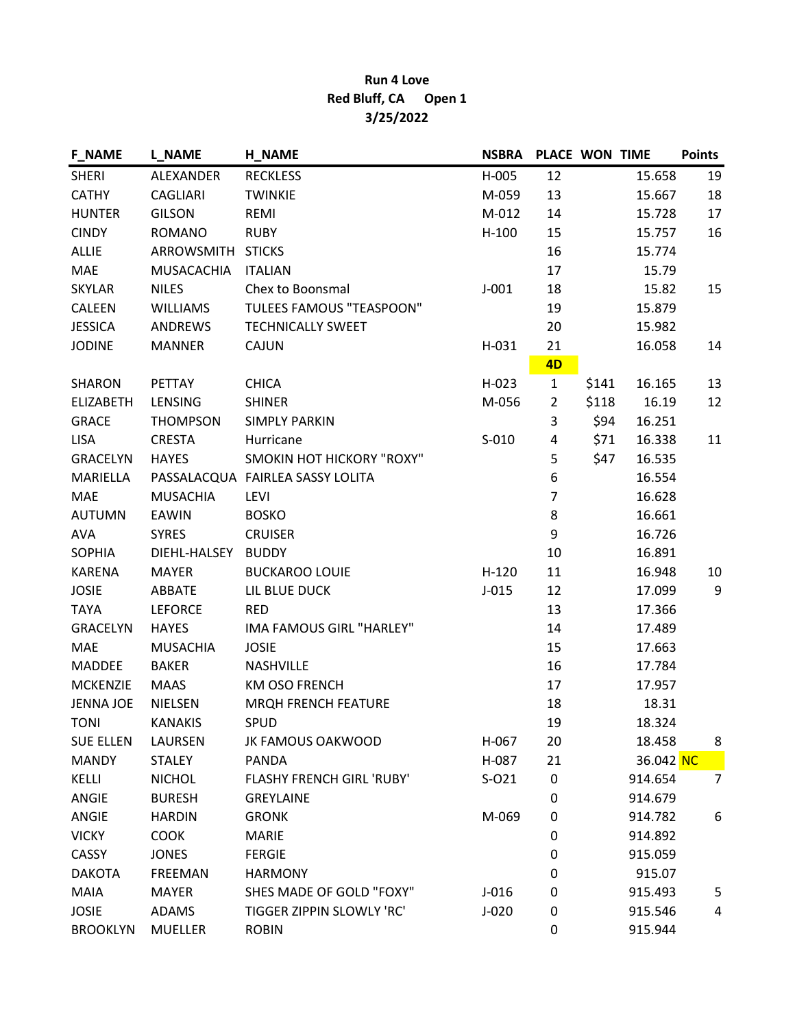**Run 4 Love**

**Red Bluff, CA Open 1**

**3/25/2022**

| F_NAME | L_NAME | H_NAME | NSBRA | PLACE | WON | TIME | Points |
|---|---|---|---|---|---|---|---|
| SHERI | ALEXANDER | RECKLESS | H-005 | 12 | | 15.658 | 19 |
| CATHY | CAGLIARI | TWINKIE | M-059 | 13 | | 15.667 | 18 |
| HUNTER | GILSON | REMI | M-012 | 14 | | 15.728 | 17 |
| CINDY | ROMANO | RUBY | H-100 | 15 | | 15.757 | 16 |
| ALLIE | ARROWSMITH | STICKS | | 16 | | 15.774 | |
| MAE | MUSACACHIA | ITALIAN | | 17 | | 15.79 | |
| SKYLAR | NILES | Chex to Boonsmal | J-001 | 18 | | 15.82 | 15 |
| CALEEN | WILLIAMS | TULEES FAMOUS "TEASPOON" | | 19 | | 15.879 | |
| JESSICA | ANDREWS | TECHNICALLY SWEET | | 20 | | 15.982 | |
| JODINE | MANNER | CAJUN | H-031 | 21 | | 16.058 | 14 |
| | | | | 4D | | | |
| SHARON | PETTAY | CHICA | H-023 | 1 | $141 | 16.165 | 13 |
| ELIZABETH | LENSING | SHINER | M-056 | 2 | $118 | 16.19 | 12 |
| GRACE | THOMPSON | SIMPLY PARKIN | | 3 | $94 | 16.251 | |
| LISA | CRESTA | Hurricane | S-010 | 4 | $71 | 16.338 | 11 |
| GRACELYN | HAYES | SMOKIN HOT HICKORY "ROXY" | | 5 | $47 | 16.535 | |
| MARIELLA | PASSALACQUA | FAIRLEA SASSY LOLITA | | 6 | | 16.554 | |
| MAE | MUSACHIA | LEVI | | 7 | | 16.628 | |
| AUTUMN | EAWIN | BOSKO | | 8 | | 16.661 | |
| AVA | SYRES | CRUISER | | 9 | | 16.726 | |
| SOPHIA | DIEHL-HALSEY | BUDDY | | 10 | | 16.891 | |
| KARENA | MAYER | BUCKAROO LOUIE | H-120 | 11 | | 16.948 | 10 |
| JOSIE | ABBATE | LIL BLUE DUCK | J-015 | 12 | | 17.099 | 9 |
| TAYA | LEFORCE | RED | | 13 | | 17.366 | |
| GRACELYN | HAYES | IMA FAMOUS GIRL "HARLEY" | | 14 | | 17.489 | |
| MAE | MUSACHIA | JOSIE | | 15 | | 17.663 | |
| MADDEE | BAKER | NASHVILLE | | 16 | | 17.784 | |
| MCKENZIE | MAAS | KM OSO FRENCH | | 17 | | 17.957 | |
| JENNA JOE | NIELSEN | MRQH FRENCH FEATURE | | 18 | | 18.31 | |
| TONI | KANAKIS | SPUD | | 19 | | 18.324 | |
| SUE ELLEN | LAURSEN | JK FAMOUS OAKWOOD | H-067 | 20 | | 18.458 | 8 |
| MANDY | STALEY | PANDA | H-087 | 21 | | 36.042 | NC |
| KELLI | NICHOL | FLASHY FRENCH GIRL 'RUBY' | S-O21 | 0 | | 914.654 | 7 |
| ANGIE | BURESH | GREYLAINE | | 0 | | 914.679 | |
| ANGIE | HARDIN | GRONK | M-069 | 0 | | 914.782 | 6 |
| VICKY | COOK | MARIE | | 0 | | 914.892 | |
| CASSY | JONES | FERGIE | | 0 | | 915.059 | |
| DAKOTA | FREEMAN | HARMONY | | 0 | | 915.07 | |
| MAIA | MAYER | SHES MADE OF GOLD "FOXY" | J-016 | 0 | | 915.493 | 5 |
| JOSIE | ADAMS | TIGGER ZIPPIN SLOWLY 'RC' | J-020 | 0 | | 915.546 | 4 |
| BROOKLYN | MUELLER | ROBIN | | 0 | | 915.944 | |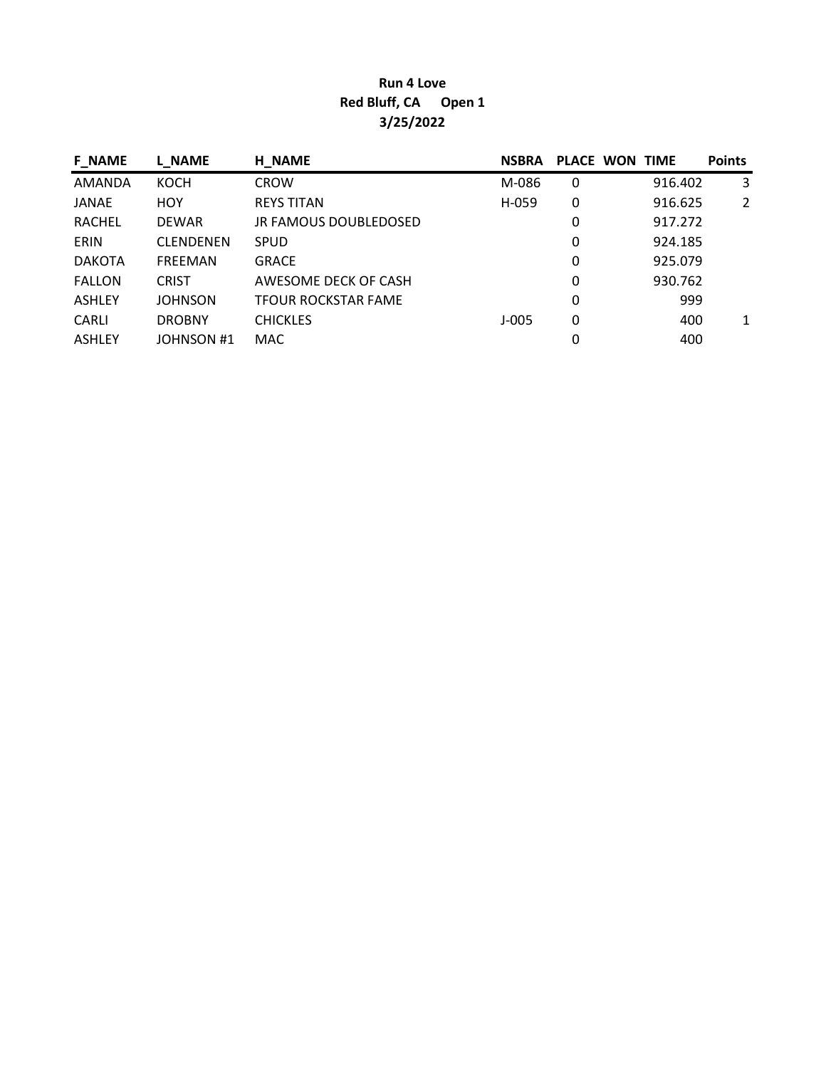**Run 4 Love**
**Red Bluff, CA Open 1**
**3/25/2022**

| F_NAME | L_NAME | H_NAME | NSBRA | PLACE | WON | TIME | Points |
|---|---|---|---|---|---|---|---|
| AMANDA | KOCH | CROW | M-086 | 0 | | 916.402 | 3 |
| JANAE | HOY | REYS TITAN | H-059 | 0 | | 916.625 | 2 |
| RACHEL | DEWAR | JR FAMOUS DOUBLEDOSED | | 0 | | 917.272 | |
| ERIN | CLENDENEN | SPUD | | 0 | | 924.185 | |
| DAKOTA | FREEMAN | GRACE | | 0 | | 925.079 | |
| FALLON | CRIST | AWESOME DECK OF CASH | | 0 | | 930.762 | |
| ASHLEY | JOHNSON | TFOUR ROCKSTAR FAME | | 0 | | 999 | |
| CARLI | DROBNY | CHICKLES | J-005 | 0 | | 400 | 1 |
| ASHLEY | JOHNSON #1 | MAC | | 0 | | 400 | |